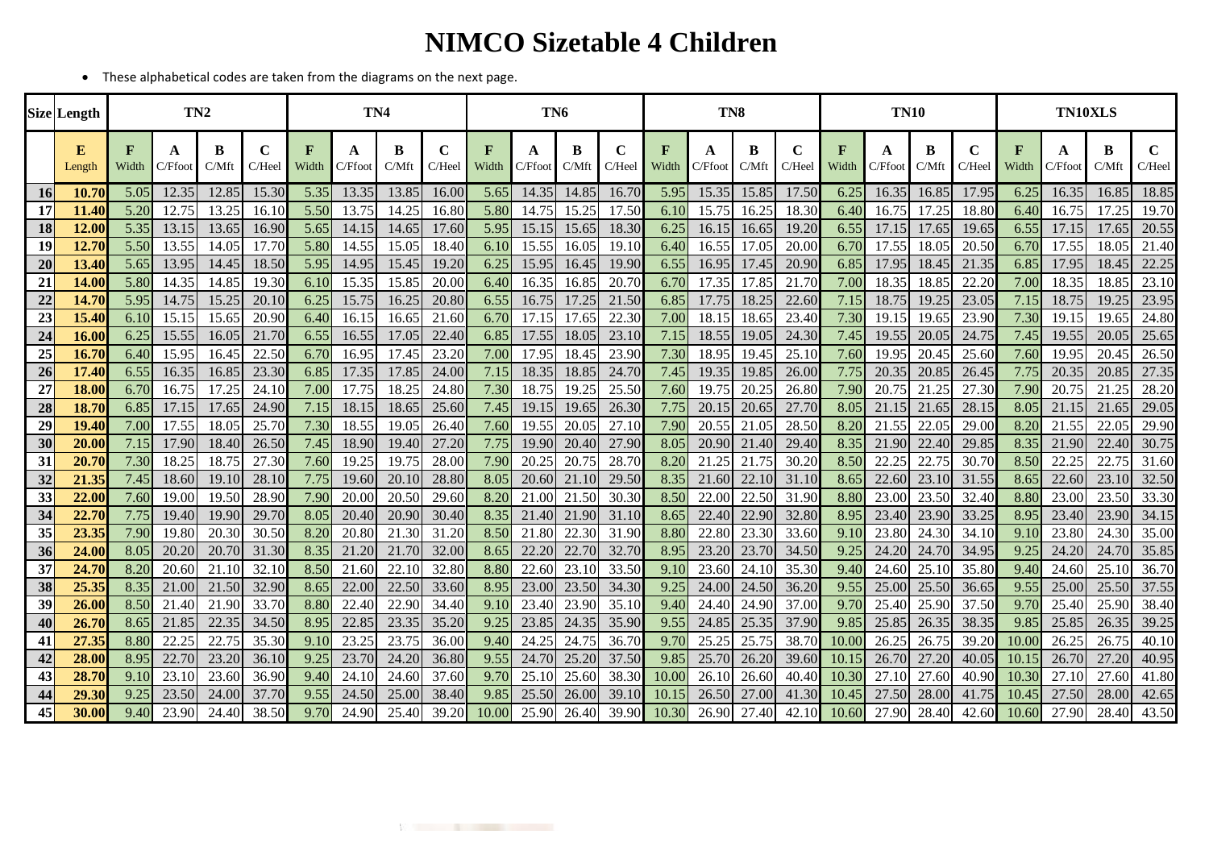# NIMCO Sizetable 4 Children

- These alphabetical codes are taken from the diagrams on the next page.

| Size | Length | TN2 | | | | TN4 | | | | TN6 | | | | TN8 | | | | TN10 | | | | TN10XLS | | | |
|---|---|---|---|---|---|---|---|---|---|---|---|---|---|---|---|---|---|---|---|---|---|---|---|---|---|
| | E Length | F Width | A C/Ffoot | B C/Mft | C C/Heel | F Width | A C/Ffoot | B C/Mft | C C/Heel | F Width | A C/Ffoot | B C/Mft | C C/Heel | F Width | A C/Ffoot | B C/Mft | C C/Heel | F Width | A C/Ffoot | B C/Mft | C C/Heel | F Width | A C/Ffoot | B C/Mft | C C/Heel |
| 16 | 10.70 | 5.05 | 12.35 | 12.85 | 15.30 | 5.35 | 13.35 | 13.85 | 16.00 | 5.65 | 14.35 | 14.85 | 16.70 | 5.95 | 15.35 | 15.85 | 17.50 | 6.25 | 16.35 | 16.85 | 17.95 | 6.25 | 16.35 | 16.85 | 18.85 |
| 17 | 11.40 | 5.20 | 12.75 | 13.25 | 16.10 | 5.50 | 13.75 | 14.25 | 16.80 | 5.80 | 14.75 | 15.25 | 17.50 | 6.10 | 15.75 | 16.25 | 18.30 | 6.40 | 16.75 | 17.25 | 18.80 | 6.40 | 16.75 | 17.25 | 19.70 |
| 18 | 12.00 | 5.35 | 13.15 | 13.65 | 16.90 | 5.65 | 14.15 | 14.65 | 17.60 | 5.95 | 15.15 | 15.65 | 18.30 | 6.25 | 16.15 | 16.65 | 19.20 | 6.55 | 17.15 | 17.65 | 19.65 | 6.55 | 17.15 | 17.65 | 20.55 |
| 19 | 12.70 | 5.50 | 13.55 | 14.05 | 17.70 | 5.80 | 14.55 | 15.05 | 18.40 | 6.10 | 15.55 | 16.05 | 19.10 | 6.40 | 16.55 | 17.05 | 20.00 | 6.70 | 17.55 | 18.05 | 20.50 | 6.70 | 17.55 | 18.05 | 21.40 |
| 20 | 13.40 | 5.65 | 13.95 | 14.45 | 18.50 | 5.95 | 14.95 | 15.45 | 19.20 | 6.25 | 15.95 | 16.45 | 19.90 | 6.55 | 16.95 | 17.45 | 20.90 | 6.85 | 17.95 | 18.45 | 21.35 | 6.85 | 17.95 | 18.45 | 22.25 |
| 21 | 14.00 | 5.80 | 14.35 | 14.85 | 19.30 | 6.10 | 15.35 | 15.85 | 20.00 | 6.40 | 16.35 | 16.85 | 20.70 | 6.70 | 17.35 | 17.85 | 21.70 | 7.00 | 18.35 | 18.85 | 22.20 | 7.00 | 18.35 | 18.85 | 23.10 |
| 22 | 14.70 | 5.95 | 14.75 | 15.25 | 20.10 | 6.25 | 15.75 | 16.25 | 20.80 | 6.55 | 16.75 | 17.25 | 21.50 | 6.85 | 17.75 | 18.25 | 22.60 | 7.15 | 18.75 | 19.25 | 23.05 | 7.15 | 18.75 | 19.25 | 23.95 |
| 23 | 15.40 | 6.10 | 15.15 | 15.65 | 20.90 | 6.40 | 16.15 | 16.65 | 21.60 | 6.70 | 17.15 | 17.65 | 22.30 | 7.00 | 18.15 | 18.65 | 23.40 | 7.30 | 19.15 | 19.65 | 23.90 | 7.30 | 19.15 | 19.65 | 24.80 |
| 24 | 16.00 | 6.25 | 15.55 | 16.05 | 21.70 | 6.55 | 16.55 | 17.05 | 22.40 | 6.85 | 17.55 | 18.05 | 23.10 | 7.15 | 18.55 | 19.05 | 24.30 | 7.45 | 19.55 | 20.05 | 24.75 | 7.45 | 19.55 | 20.05 | 25.65 |
| 25 | 16.70 | 6.40 | 15.95 | 16.45 | 22.50 | 6.70 | 16.95 | 17.45 | 23.20 | 7.00 | 17.95 | 18.45 | 23.90 | 7.30 | 18.95 | 19.45 | 25.10 | 7.60 | 19.95 | 20.45 | 25.60 | 7.60 | 19.95 | 20.45 | 26.50 |
| 26 | 17.40 | 6.55 | 16.35 | 16.85 | 23.30 | 6.85 | 17.35 | 17.85 | 24.00 | 7.15 | 18.35 | 18.85 | 24.70 | 7.45 | 19.35 | 19.85 | 26.00 | 7.75 | 20.35 | 20.85 | 26.45 | 7.75 | 20.35 | 20.85 | 27.35 |
| 27 | 18.00 | 6.70 | 16.75 | 17.25 | 24.10 | 7.00 | 17.75 | 18.25 | 24.80 | 7.30 | 18.75 | 19.25 | 25.50 | 7.60 | 19.75 | 20.25 | 26.80 | 7.90 | 20.75 | 21.25 | 27.30 | 7.90 | 20.75 | 21.25 | 28.20 |
| 28 | 18.70 | 6.85 | 17.15 | 17.65 | 24.90 | 7.15 | 18.15 | 18.65 | 25.60 | 7.45 | 19.15 | 19.65 | 26.30 | 7.75 | 20.15 | 20.65 | 27.70 | 8.05 | 21.15 | 21.65 | 28.15 | 8.05 | 21.15 | 21.65 | 29.05 |
| 29 | 19.40 | 7.00 | 17.55 | 18.05 | 25.70 | 7.30 | 18.55 | 19.05 | 26.40 | 7.60 | 19.55 | 20.05 | 27.10 | 7.90 | 20.55 | 21.05 | 28.50 | 8.20 | 21.55 | 22.05 | 29.00 | 8.20 | 21.55 | 22.05 | 29.90 |
| 30 | 20.00 | 7.15 | 17.90 | 18.40 | 26.50 | 7.45 | 18.90 | 19.40 | 27.20 | 7.75 | 19.90 | 20.40 | 27.90 | 8.05 | 20.90 | 21.40 | 29.40 | 8.35 | 21.90 | 22.40 | 29.85 | 8.35 | 21.90 | 22.40 | 30.75 |
| 31 | 20.70 | 7.30 | 18.25 | 18.75 | 27.30 | 7.60 | 19.25 | 19.75 | 28.00 | 7.90 | 20.25 | 20.75 | 28.70 | 8.20 | 21.25 | 21.75 | 30.20 | 8.50 | 22.25 | 22.75 | 30.70 | 8.50 | 22.25 | 22.75 | 31.60 |
| 32 | 21.35 | 7.45 | 18.60 | 19.10 | 28.10 | 7.75 | 19.60 | 20.10 | 28.80 | 8.05 | 20.60 | 21.10 | 29.50 | 8.35 | 21.60 | 22.10 | 31.10 | 8.65 | 22.60 | 23.10 | 31.55 | 8.65 | 22.60 | 23.10 | 32.50 |
| 33 | 22.00 | 7.60 | 19.00 | 19.50 | 28.90 | 7.90 | 20.00 | 20.50 | 29.60 | 8.20 | 21.00 | 21.50 | 30.30 | 8.50 | 22.00 | 22.50 | 31.90 | 8.80 | 23.00 | 23.50 | 32.40 | 8.80 | 23.00 | 23.50 | 33.30 |
| 34 | 22.70 | 7.75 | 19.40 | 19.90 | 29.70 | 8.05 | 20.40 | 20.90 | 30.40 | 8.35 | 21.40 | 21.90 | 31.10 | 8.65 | 22.40 | 22.90 | 32.80 | 8.95 | 23.40 | 23.90 | 33.25 | 8.95 | 23.40 | 23.90 | 34.15 |
| 35 | 23.35 | 7.90 | 19.80 | 20.30 | 30.50 | 8.20 | 20.80 | 21.30 | 31.20 | 8.50 | 21.80 | 22.30 | 31.90 | 8.80 | 22.80 | 23.30 | 33.60 | 9.10 | 23.80 | 24.30 | 34.10 | 9.10 | 23.80 | 24.30 | 35.00 |
| 36 | 24.00 | 8.05 | 20.20 | 20.70 | 31.30 | 8.35 | 21.20 | 21.70 | 32.00 | 8.65 | 22.20 | 22.70 | 32.70 | 8.95 | 23.20 | 23.70 | 34.50 | 9.25 | 24.20 | 24.70 | 34.95 | 9.25 | 24.20 | 24.70 | 35.85 |
| 37 | 24.70 | 8.20 | 20.60 | 21.10 | 32.10 | 8.50 | 21.60 | 22.10 | 32.80 | 8.80 | 22.60 | 23.10 | 33.50 | 9.10 | 23.60 | 24.10 | 35.30 | 9.40 | 24.60 | 25.10 | 35.80 | 9.40 | 24.60 | 25.10 | 36.70 |
| 38 | 25.35 | 8.35 | 21.00 | 21.50 | 32.90 | 8.65 | 22.00 | 22.50 | 33.60 | 8.95 | 23.00 | 23.50 | 34.30 | 9.25 | 24.00 | 24.50 | 36.20 | 9.55 | 25.00 | 25.50 | 36.65 | 9.55 | 25.00 | 25.50 | 37.55 |
| 39 | 26.00 | 8.50 | 21.40 | 21.90 | 33.70 | 8.80 | 22.40 | 22.90 | 34.40 | 9.10 | 23.40 | 23.90 | 35.10 | 9.40 | 24.40 | 24.90 | 37.00 | 9.70 | 25.40 | 25.90 | 37.50 | 9.70 | 25.40 | 25.90 | 38.40 |
| 40 | 26.70 | 8.65 | 21.85 | 22.35 | 34.50 | 8.95 | 22.85 | 23.35 | 35.20 | 9.25 | 23.85 | 24.35 | 35.90 | 9.55 | 24.85 | 25.35 | 37.90 | 9.85 | 25.85 | 26.35 | 38.35 | 9.85 | 25.85 | 26.35 | 39.25 |
| 41 | 27.35 | 8.80 | 22.25 | 22.75 | 35.30 | 9.10 | 23.25 | 23.75 | 36.00 | 9.40 | 24.25 | 24.75 | 36.70 | 9.70 | 25.25 | 25.75 | 38.70 | 10.00 | 26.25 | 26.75 | 39.20 | 10.00 | 26.25 | 26.75 | 40.10 |
| 42 | 28.00 | 8.95 | 22.70 | 23.20 | 36.10 | 9.25 | 23.70 | 24.20 | 36.80 | 9.55 | 24.70 | 25.20 | 37.50 | 9.85 | 25.70 | 26.20 | 39.60 | 10.15 | 26.70 | 27.20 | 40.05 | 10.15 | 26.70 | 27.20 | 40.95 |
| 43 | 28.70 | 9.10 | 23.10 | 23.60 | 36.90 | 9.40 | 24.10 | 24.60 | 37.60 | 9.70 | 25.10 | 25.60 | 38.30 | 10.00 | 26.10 | 26.60 | 40.40 | 10.30 | 27.10 | 27.60 | 40.90 | 10.30 | 27.10 | 27.60 | 41.80 |
| 44 | 29.30 | 9.25 | 23.50 | 24.00 | 37.70 | 9.55 | 24.50 | 25.00 | 38.40 | 9.85 | 25.50 | 26.00 | 39.10 | 10.15 | 26.50 | 27.00 | 41.30 | 10.45 | 27.50 | 28.00 | 41.75 | 10.45 | 27.50 | 28.00 | 42.65 |
| 45 | 30.00 | 9.40 | 23.90 | 24.40 | 38.50 | 9.70 | 24.90 | 25.40 | 39.20 | 10.00 | 25.90 | 26.40 | 39.90 | 10.30 | 26.90 | 27.40 | 42.10 | 10.60 | 27.90 | 28.40 | 42.60 | 10.60 | 27.90 | 28.40 | 43.50 |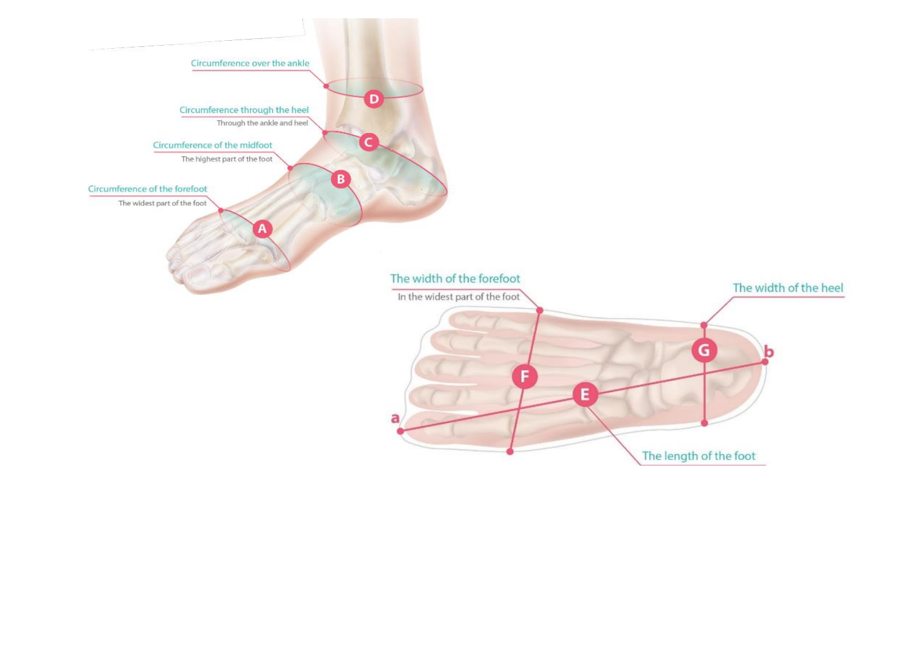Circumference over the ankle

D

Circumference through the heel

Through the ankle and heel

C

Circumference of the midfoot

The highest part of the foot

B

Circumference of the forefoot

The widest part of the foot

A

The width of the forefoot

In the widest part of the foot

F

The width of the heel

G

b

a

E

The length of the foot